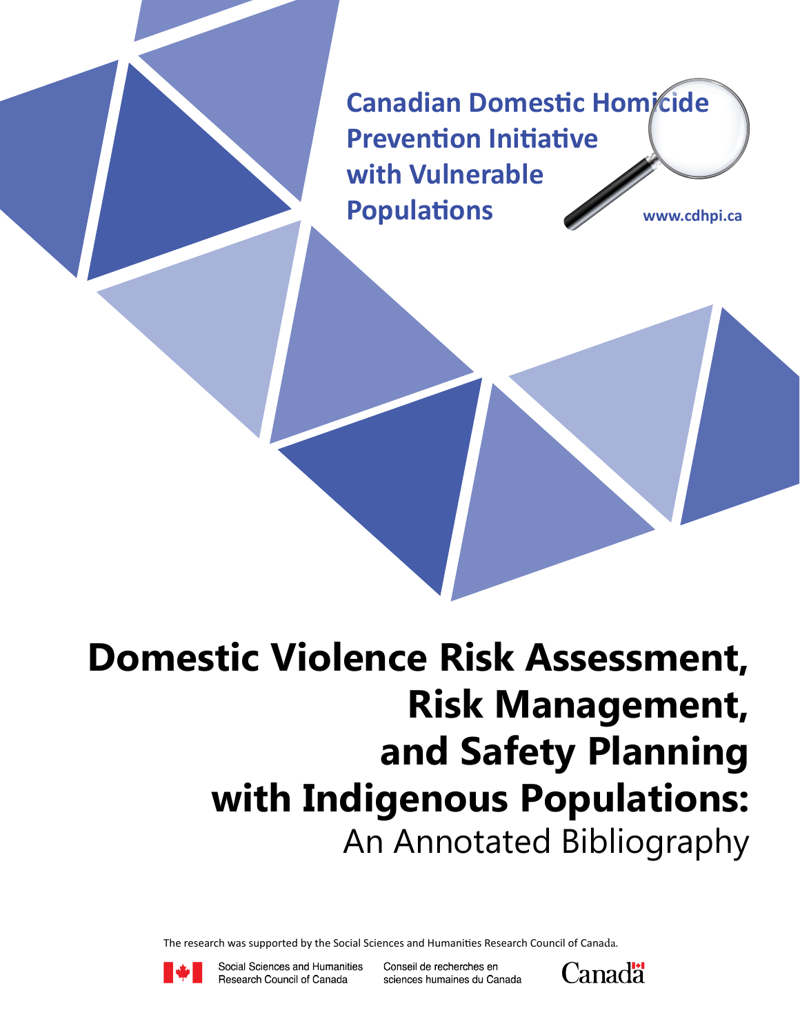Canadian Domestic Homicide Prevention Initiative with Vulnerable Populations

www.cdhpi.ca

# Domestic Violence Risk Assessment, Risk Management, and Safety Planning with Indigenous Populations:

## An Annotated Bibliography

The research was supported by the Social Sciences and Humanities Research Council of Canada.

Social Sciences and Humanities Research Council of Canada

Conseil de recherches en sciences humaines du Canada

Canada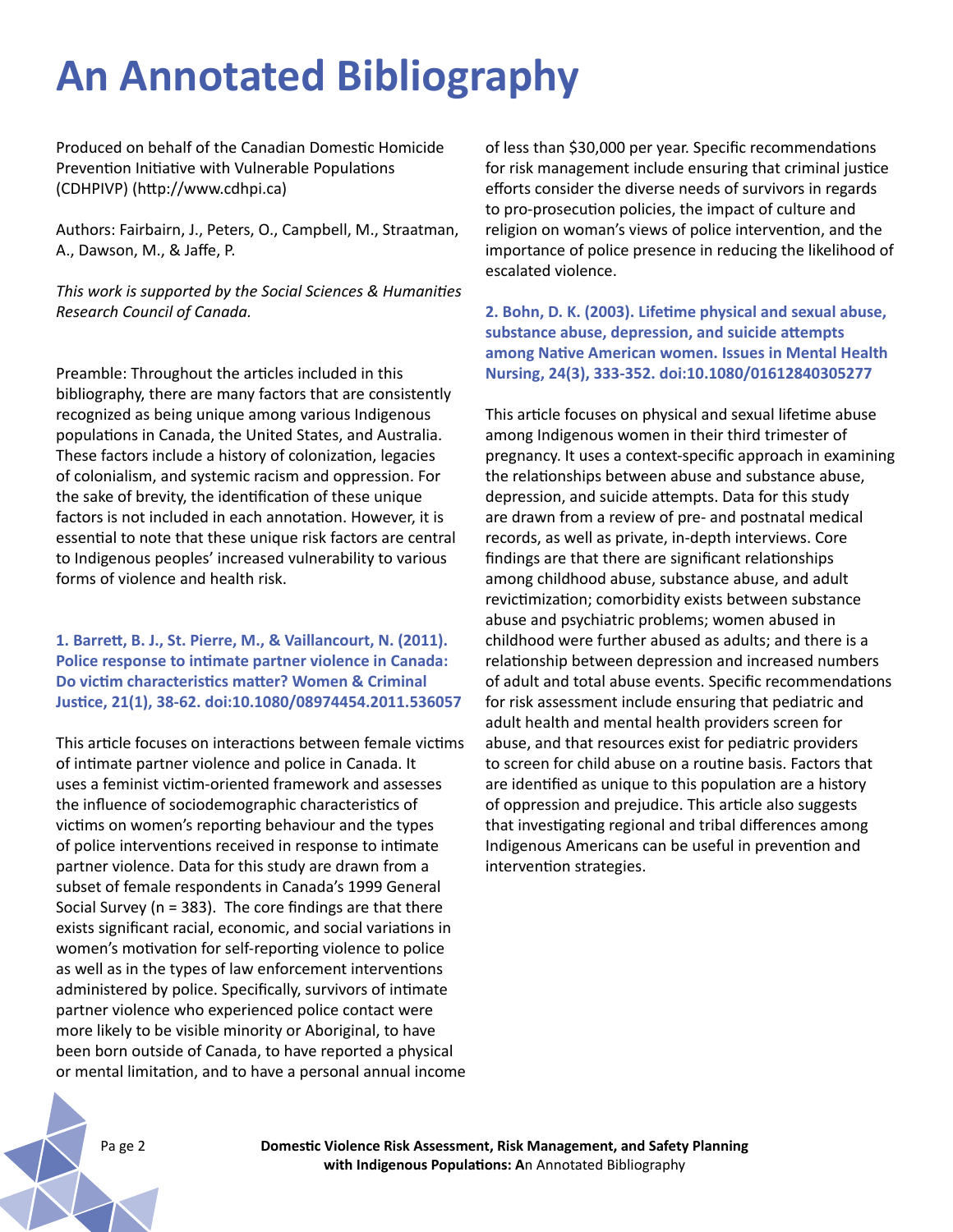# An Annotated Bibliography

Produced on behalf of the Canadian Domestic Homicide Prevention Initiative with Vulnerable Populations (CDHPIVP) (http://www.cdhpi.ca)

Authors: Fairbairn, J., Peters, O., Campbell, M., Straatman, A., Dawson, M., & Jaffe, P.

*This work is supported by the Social Sciences & Humanities Research Council of Canada.*

Preamble: Throughout the articles included in this bibliography, there are many factors that are consistently recognized as being unique among various Indigenous populations in Canada, the United States, and Australia. These factors include a history of colonization, legacies of colonialism, and systemic racism and oppression. For the sake of brevity, the identification of these unique factors is not included in each annotation. However, it is essential to note that these unique risk factors are central to Indigenous peoples' increased vulnerability to various forms of violence and health risk.

### 1. Barrett, B. J., St. Pierre, M., & Vaillancourt, N. (2011). Police response to intimate partner violence in Canada: Do victim characteristics matter? Women & Criminal Justice, 21(1), 38-62. doi:10.1080/08974454.2011.536057

This article focuses on interactions between female victims of intimate partner violence and police in Canada. It uses a feminist victim-oriented framework and assesses the influence of sociodemographic characteristics of victims on women's reporting behaviour and the types of police interventions received in response to intimate partner violence. Data for this study are drawn from a subset of female respondents in Canada's 1999 General Social Survey (n = 383). The core findings are that there exists significant racial, economic, and social variations in women's motivation for self-reporting violence to police as well as in the types of law enforcement interventions administered by police. Specifically, survivors of intimate partner violence who experienced police contact were more likely to be visible minority or Aboriginal, to have been born outside of Canada, to have reported a physical or mental limitation, and to have a personal annual income of less than $30,000 per year. Specific recommendations for risk management include ensuring that criminal justice efforts consider the diverse needs of survivors in regards to pro-prosecution policies, the impact of culture and religion on woman's views of police intervention, and the importance of police presence in reducing the likelihood of escalated violence.

### 2. Bohn, D. K. (2003). Lifetime physical and sexual abuse, substance abuse, depression, and suicide attempts among Native American women. Issues in Mental Health Nursing, 24(3), 333-352. doi:10.1080/01612840305277

This article focuses on physical and sexual lifetime abuse among Indigenous women in their third trimester of pregnancy. It uses a context-specific approach in examining the relationships between abuse and substance abuse, depression, and suicide attempts. Data for this study are drawn from a review of pre- and postnatal medical records, as well as private, in-depth interviews. Core findings are that there are significant relationships among childhood abuse, substance abuse, and adult revictimization; comorbidity exists between substance abuse and psychiatric problems; women abused in childhood were further abused as adults; and there is a relationship between depression and increased numbers of adult and total abuse events. Specific recommendations for risk assessment include ensuring that pediatric and adult health and mental health providers screen for abuse, and that resources exist for pediatric providers to screen for child abuse on a routine basis. Factors that are identified as unique to this population are a history of oppression and prejudice. This article also suggests that investigating regional and tribal differences among Indigenous Americans can be useful in prevention and intervention strategies.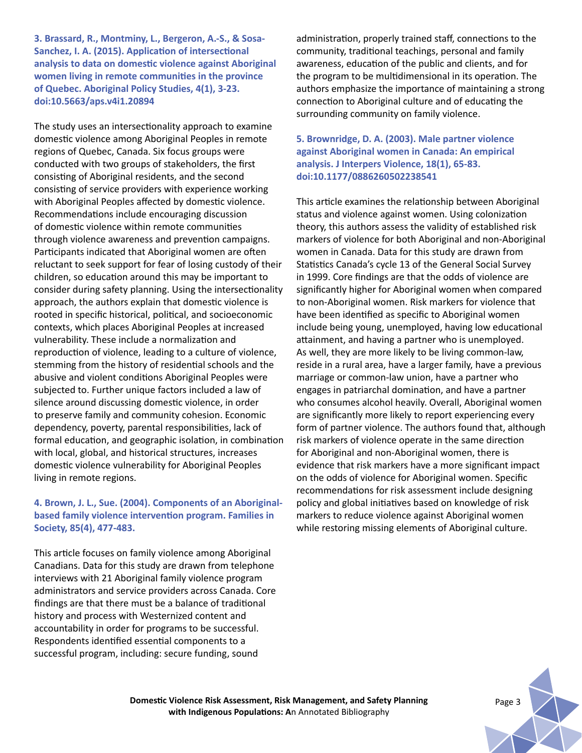### 3. Brassard, R., Montminy, L., Bergeron, A.-S., & Sosa-Sanchez, I. A. (2015). Application of intersectional analysis to data on domestic violence against Aboriginal women living in remote communities in the province of Quebec. Aboriginal Policy Studies, 4(1), 3-23. doi:10.5663/aps.v4i1.20894

The study uses an intersectionality approach to examine domestic violence among Aboriginal Peoples in remote regions of Quebec, Canada. Six focus groups were conducted with two groups of stakeholders, the first consisting of Aboriginal residents, and the second consisting of service providers with experience working with Aboriginal Peoples affected by domestic violence. Recommendations include encouraging discussion of domestic violence within remote communities through violence awareness and prevention campaigns. Participants indicated that Aboriginal women are often reluctant to seek support for fear of losing custody of their children, so education around this may be important to consider during safety planning. Using the intersectionality approach, the authors explain that domestic violence is rooted in specific historical, political, and socioeconomic contexts, which places Aboriginal Peoples at increased vulnerability. These include a normalization and reproduction of violence, leading to a culture of violence, stemming from the history of residential schools and the abusive and violent conditions Aboriginal Peoples were subjected to. Further unique factors included a law of silence around discussing domestic violence, in order to preserve family and community cohesion. Economic dependency, poverty, parental responsibilities, lack of formal education, and geographic isolation, in combination with local, global, and historical structures, increases domestic violence vulnerability for Aboriginal Peoples living in remote regions.

### 4. Brown, J. L., Sue. (2004). Components of an Aboriginal-based family violence intervention program. Families in Society, 85(4), 477-483.

This article focuses on family violence among Aboriginal Canadians. Data for this study are drawn from telephone interviews with 21 Aboriginal family violence program administrators and service providers across Canada. Core findings are that there must be a balance of traditional history and process with Westernized content and accountability in order for programs to be successful. Respondents identified essential components to a successful program, including: secure funding, sound administration, properly trained staff, connections to the community, traditional teachings, personal and family awareness, education of the public and clients, and for the program to be multidimensional in its operation. The authors emphasize the importance of maintaining a strong connection to Aboriginal culture and of educating the surrounding community on family violence.

### 5. Brownridge, D. A. (2003). Male partner violence against Aboriginal women in Canada: An empirical analysis. J Interpers Violence, 18(1), 65-83. doi:10.1177/0886260502238541

This article examines the relationship between Aboriginal status and violence against women. Using colonization theory, this authors assess the validity of established risk markers of violence for both Aboriginal and non-Aboriginal women in Canada. Data for this study are drawn from Statistics Canada's cycle 13 of the General Social Survey in 1999. Core findings are that the odds of violence are significantly higher for Aboriginal women when compared to non-Aboriginal women. Risk markers for violence that have been identified as specific to Aboriginal women include being young, unemployed, having low educational attainment, and having a partner who is unemployed. As well, they are more likely to be living common-law, reside in a rural area, have a larger family, have a previous marriage or common-law union, have a partner who engages in patriarchal domination, and have a partner who consumes alcohol heavily. Overall, Aboriginal women are significantly more likely to report experiencing every form of partner violence. The authors found that, although risk markers of violence operate in the same direction for Aboriginal and non-Aboriginal women, there is evidence that risk markers have a more significant impact on the odds of violence for Aboriginal women. Specific recommendations for risk assessment include designing policy and global initiatives based on knowledge of risk markers to reduce violence against Aboriginal women while restoring missing elements of Aboriginal culture.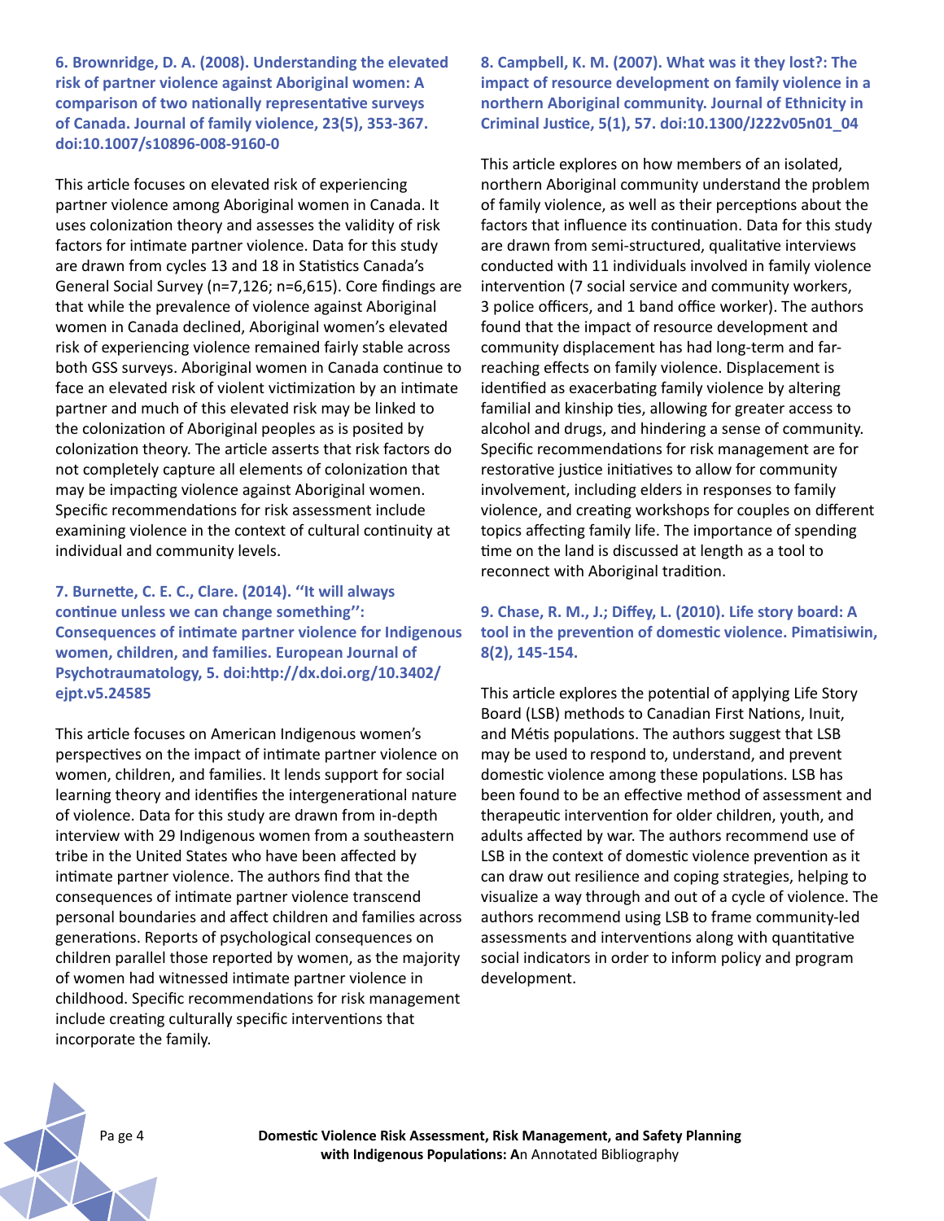**6. Brownridge, D. A. (2008). Understanding the elevated risk of partner violence against Aboriginal women: A comparison of two nationally representative surveys of Canada. Journal of family violence, 23(5), 353-367. doi:10.1007/s10896-008-9160-0**

This article focuses on elevated risk of experiencing partner violence among Aboriginal women in Canada. It uses colonization theory and assesses the validity of risk factors for intimate partner violence. Data for this study are drawn from cycles 13 and 18 in Statistics Canada's General Social Survey (n=7,126; n=6,615). Core findings are that while the prevalence of violence against Aboriginal women in Canada declined, Aboriginal women's elevated risk of experiencing violence remained fairly stable across both GSS surveys. Aboriginal women in Canada continue to face an elevated risk of violent victimization by an intimate partner and much of this elevated risk may be linked to the colonization of Aboriginal peoples as is posited by colonization theory. The article asserts that risk factors do not completely capture all elements of colonization that may be impacting violence against Aboriginal women. Specific recommendations for risk assessment include examining violence in the context of cultural continuity at individual and community levels.

**7. Burnette, C. E. C., Clare. (2014). ''It will always continue unless we can change something'': Consequences of intimate partner violence for Indigenous women, children, and families. European Journal of Psychotraumatology, 5. doi:http://dx.doi.org/10.3402/ejpt.v5.24585**

This article focuses on American Indigenous women's perspectives on the impact of intimate partner violence on women, children, and families. It lends support for social learning theory and identifies the intergenerational nature of violence. Data for this study are drawn from in-depth interview with 29 Indigenous women from a southeastern tribe in the United States who have been affected by intimate partner violence. The authors find that the consequences of intimate partner violence transcend personal boundaries and affect children and families across generations. Reports of psychological consequences on children parallel those reported by women, as the majority of women had witnessed intimate partner violence in childhood. Specific recommendations for risk management include creating culturally specific interventions that incorporate the family.

**8. Campbell, K. M. (2007). What was it they lost?: The impact of resource development on family violence in a northern Aboriginal community. Journal of Ethnicity in Criminal Justice, 5(1), 57. doi:10.1300/J222v05n01_04**

This article explores on how members of an isolated, northern Aboriginal community understand the problem of family violence, as well as their perceptions about the factors that influence its continuation. Data for this study are drawn from semi-structured, qualitative interviews conducted with 11 individuals involved in family violence intervention (7 social service and community workers, 3 police officers, and 1 band office worker). The authors found that the impact of resource development and community displacement has had long-term and far-reaching effects on family violence. Displacement is identified as exacerbating family violence by altering familial and kinship ties, allowing for greater access to alcohol and drugs, and hindering a sense of community. Specific recommendations for risk management are for restorative justice initiatives to allow for community involvement, including elders in responses to family violence, and creating workshops for couples on different topics affecting family life. The importance of spending time on the land is discussed at length as a tool to reconnect with Aboriginal tradition.

**9. Chase, R. M., J.; Diffey, L. (2010). Life story board: A tool in the prevention of domestic violence. Pimatisiwin, 8(2), 145-154.**

This article explores the potential of applying Life Story Board (LSB) methods to Canadian First Nations, Inuit, and Métis populations. The authors suggest that LSB may be used to respond to, understand, and prevent domestic violence among these populations. LSB has been found to be an effective method of assessment and therapeutic intervention for older children, youth, and adults affected by war. The authors recommend use of LSB in the context of domestic violence prevention as it can draw out resilience and coping strategies, helping to visualize a way through and out of a cycle of violence. The authors recommend using LSB to frame community-led assessments and interventions along with quantitative social indicators in order to inform policy and program development.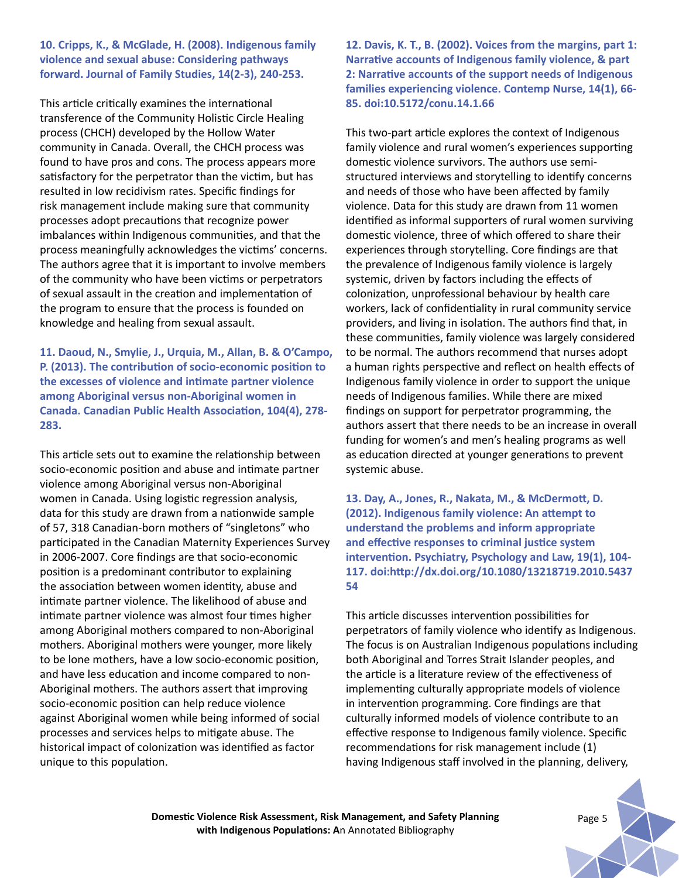**10. Cripps, K., & McGlade, H. (2008). Indigenous family violence and sexual abuse: Considering pathways forward. Journal of Family Studies, 14(2-3), 240-253.**

This article critically examines the international transference of the Community Holistic Circle Healing process (CHCH) developed by the Hollow Water community in Canada. Overall, the CHCH process was found to have pros and cons. The process appears more satisfactory for the perpetrator than the victim, but has resulted in low recidivism rates. Specific findings for risk management include making sure that community processes adopt precautions that recognize power imbalances within Indigenous communities, and that the process meaningfully acknowledges the victims' concerns. The authors agree that it is important to involve members of the community who have been victims or perpetrators of sexual assault in the creation and implementation of the program to ensure that the process is founded on knowledge and healing from sexual assault.

**11. Daoud, N., Smylie, J., Urquia, M., Allan, B. & O'Campo, P. (2013). The contribution of socio-economic position to the excesses of violence and intimate partner violence among Aboriginal versus non-Aboriginal women in Canada. Canadian Public Health Association, 104(4), 278-283.**

This article sets out to examine the relationship between socio-economic position and abuse and intimate partner violence among Aboriginal versus non-Aboriginal women in Canada. Using logistic regression analysis, data for this study are drawn from a nationwide sample of 57, 318 Canadian-born mothers of "singletons" who participated in the Canadian Maternity Experiences Survey in 2006-2007. Core findings are that socio-economic position is a predominant contributor to explaining the association between women identity, abuse and intimate partner violence. The likelihood of abuse and intimate partner violence was almost four times higher among Aboriginal mothers compared to non-Aboriginal mothers. Aboriginal mothers were younger, more likely to be lone mothers, have a low socio-economic position, and have less education and income compared to non-Aboriginal mothers. The authors assert that improving socio-economic position can help reduce violence against Aboriginal women while being informed of social processes and services helps to mitigate abuse. The historical impact of colonization was identified as factor unique to this population.

**12. Davis, K. T., B. (2002). Voices from the margins, part 1: Narrative accounts of Indigenous family violence, & part 2: Narrative accounts of the support needs of Indigenous families experiencing violence. Contemp Nurse, 14(1), 66-85. doi:10.5172/conu.14.1.66**

This two-part article explores the context of Indigenous family violence and rural women's experiences supporting domestic violence survivors. The authors use semi-structured interviews and storytelling to identify concerns and needs of those who have been affected by family violence. Data for this study are drawn from 11 women identified as informal supporters of rural women surviving domestic violence, three of which offered to share their experiences through storytelling. Core findings are that the prevalence of Indigenous family violence is largely systemic, driven by factors including the effects of colonization, unprofessional behaviour by health care workers, lack of confidentiality in rural community service providers, and living in isolation. The authors find that, in these communities, family violence was largely considered to be normal. The authors recommend that nurses adopt a human rights perspective and reflect on health effects of Indigenous family violence in order to support the unique needs of Indigenous families. While there are mixed findings on support for perpetrator programming, the authors assert that there needs to be an increase in overall funding for women's and men's healing programs as well as education directed at younger generations to prevent systemic abuse.

**13. Day, A., Jones, R., Nakata, M., & McDermott, D. (2012). Indigenous family violence: An attempt to understand the problems and inform appropriate and effective responses to criminal justice system intervention. Psychiatry, Psychology and Law, 19(1), 104-117. doi:http://dx.doi.org/10.1080/13218719.2010.543754**

This article discusses intervention possibilities for perpetrators of family violence who identify as Indigenous. The focus is on Australian Indigenous populations including both Aboriginal and Torres Strait Islander peoples, and the article is a literature review of the effectiveness of implementing culturally appropriate models of violence in intervention programming. Core findings are that culturally informed models of violence contribute to an effective response to Indigenous family violence. Specific recommendations for risk management include (1) having Indigenous staff involved in the planning, delivery,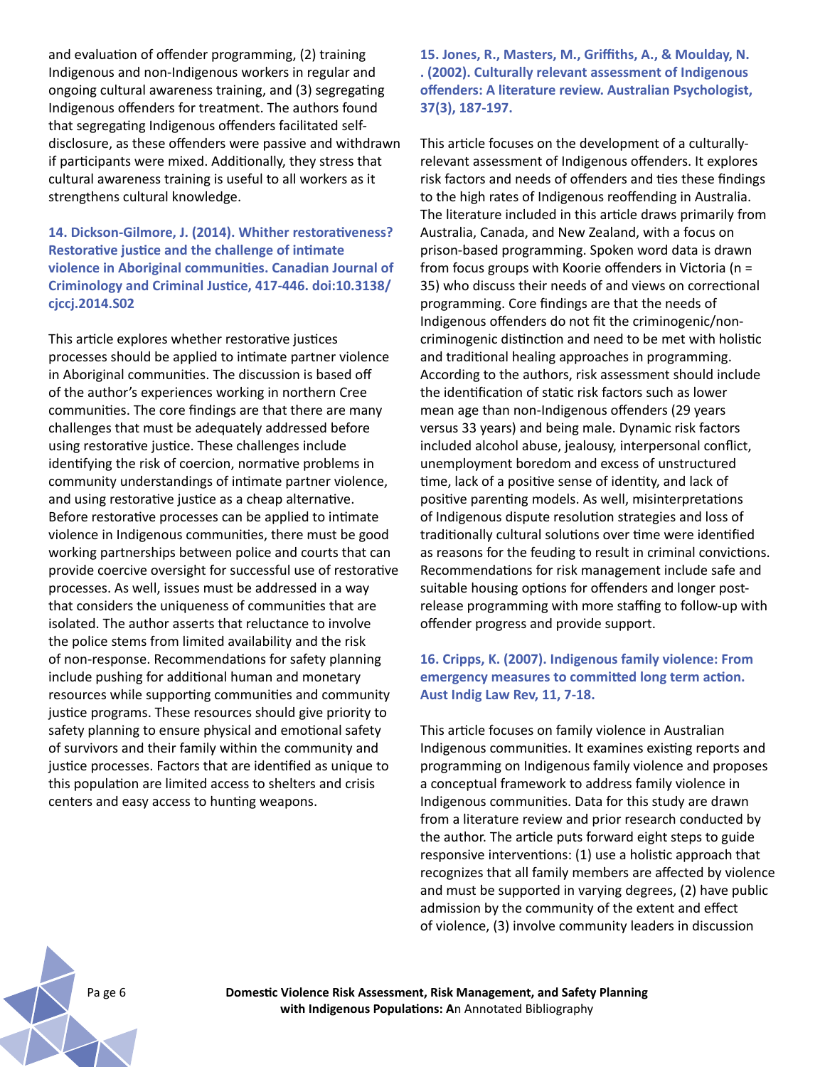and evaluation of offender programming, (2) training Indigenous and non-Indigenous workers in regular and ongoing cultural awareness training, and (3) segregating Indigenous offenders for treatment. The authors found that segregating Indigenous offenders facilitated self-disclosure, as these offenders were passive and withdrawn if participants were mixed. Additionally, they stress that cultural awareness training is useful to all workers as it strengthens cultural knowledge.

### 14. Dickson-Gilmore, J. (2014). Whither restorativeness? Restorative justice and the challenge of intimate violence in Aboriginal communities. Canadian Journal of Criminology and Criminal Justice, 417-446. doi:10.3138/cjccj.2014.S02

This article explores whether restorative justices processes should be applied to intimate partner violence in Aboriginal communities. The discussion is based off of the author's experiences working in northern Cree communities. The core findings are that there are many challenges that must be adequately addressed before using restorative justice. These challenges include identifying the risk of coercion, normative problems in community understandings of intimate partner violence, and using restorative justice as a cheap alternative. Before restorative processes can be applied to intimate violence in Indigenous communities, there must be good working partnerships between police and courts that can provide coercive oversight for successful use of restorative processes. As well, issues must be addressed in a way that considers the uniqueness of communities that are isolated. The author asserts that reluctance to involve the police stems from limited availability and the risk of non-response. Recommendations for safety planning include pushing for additional human and monetary resources while supporting communities and community justice programs. These resources should give priority to safety planning to ensure physical and emotional safety of survivors and their family within the community and justice processes. Factors that are identified as unique to this population are limited access to shelters and crisis centers and easy access to hunting weapons.

### 15. Jones, R., Masters, M., Griffiths, A., & Moulday, N. . (2002). Culturally relevant assessment of Indigenous offenders: A literature review. Australian Psychologist, 37(3), 187-197.

This article focuses on the development of a culturally-relevant assessment of Indigenous offenders. It explores risk factors and needs of offenders and ties these findings to the high rates of Indigenous reoffending in Australia. The literature included in this article draws primarily from Australia, Canada, and New Zealand, with a focus on prison-based programming. Spoken word data is drawn from focus groups with Koorie offenders in Victoria (n = 35) who discuss their needs of and views on correctional programming. Core findings are that the needs of Indigenous offenders do not fit the criminogenic/non-criminogenic distinction and need to be met with holistic and traditional healing approaches in programming. According to the authors, risk assessment should include the identification of static risk factors such as lower mean age than non-Indigenous offenders (29 years versus 33 years) and being male. Dynamic risk factors included alcohol abuse, jealousy, interpersonal conflict, unemployment boredom and excess of unstructured time, lack of a positive sense of identity, and lack of positive parenting models. As well, misinterpretations of Indigenous dispute resolution strategies and loss of traditionally cultural solutions over time were identified as reasons for the feuding to result in criminal convictions. Recommendations for risk management include safe and suitable housing options for offenders and longer post-release programming with more staffing to follow-up with offender progress and provide support.

### 16. Cripps, K. (2007). Indigenous family violence: From emergency measures to committed long term action. Aust Indig Law Rev, 11, 7-18.

This article focuses on family violence in Australian Indigenous communities. It examines existing reports and programming on Indigenous family violence and proposes a conceptual framework to address family violence in Indigenous communities. Data for this study are drawn from a literature review and prior research conducted by the author. The article puts forward eight steps to guide responsive interventions: (1) use a holistic approach that recognizes that all family members are affected by violence and must be supported in varying degrees, (2) have public admission by the community of the extent and effect of violence, (3) involve community leaders in discussion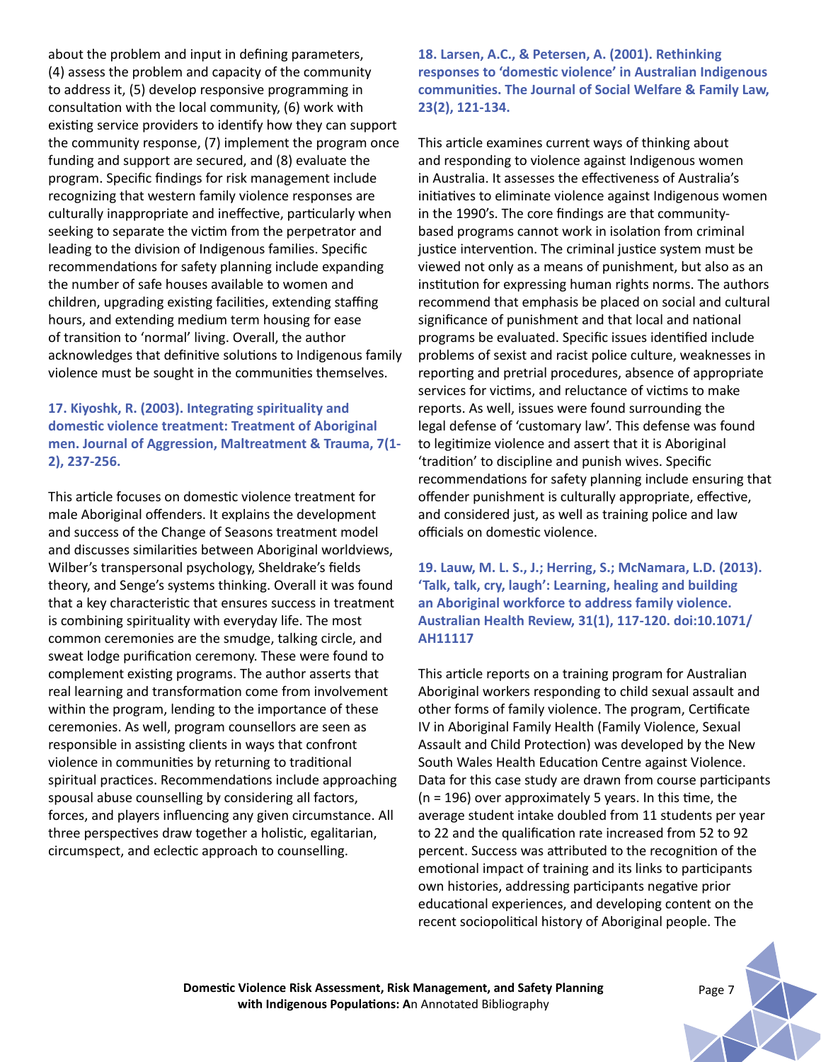about the problem and input in defining parameters, (4) assess the problem and capacity of the community to address it, (5) develop responsive programming in consultation with the local community, (6) work with existing service providers to identify how they can support the community response, (7) implement the program once funding and support are secured, and (8) evaluate the program. Specific findings for risk management include recognizing that western family violence responses are culturally inappropriate and ineffective, particularly when seeking to separate the victim from the perpetrator and leading to the division of Indigenous families. Specific recommendations for safety planning include expanding the number of safe houses available to women and children, upgrading existing facilities, extending staffing hours, and extending medium term housing for ease of transition to 'normal' living. Overall, the author acknowledges that definitive solutions to Indigenous family violence must be sought in the communities themselves.

### 17. Kiyoshk, R. (2003). Integrating spirituality and domestic violence treatment: Treatment of Aboriginal men. Journal of Aggression, Maltreatment & Trauma, 7(1-2), 237-256.

This article focuses on domestic violence treatment for male Aboriginal offenders. It explains the development and success of the Change of Seasons treatment model and discusses similarities between Aboriginal worldviews, Wilber's transpersonal psychology, Sheldrake's fields theory, and Senge's systems thinking. Overall it was found that a key characteristic that ensures success in treatment is combining spirituality with everyday life. The most common ceremonies are the smudge, talking circle, and sweat lodge purification ceremony. These were found to complement existing programs. The author asserts that real learning and transformation come from involvement within the program, lending to the importance of these ceremonies. As well, program counsellors are seen as responsible in assisting clients in ways that confront violence in communities by returning to traditional spiritual practices. Recommendations include approaching spousal abuse counselling by considering all factors, forces, and players influencing any given circumstance. All three perspectives draw together a holistic, egalitarian, circumspect, and eclectic approach to counselling.

### 18. Larsen, A.C., & Petersen, A. (2001). Rethinking responses to 'domestic violence' in Australian Indigenous communities. The Journal of Social Welfare & Family Law, 23(2), 121-134.

This article examines current ways of thinking about and responding to violence against Indigenous women in Australia. It assesses the effectiveness of Australia's initiatives to eliminate violence against Indigenous women in the 1990's. The core findings are that community-based programs cannot work in isolation from criminal justice intervention. The criminal justice system must be viewed not only as a means of punishment, but also as an institution for expressing human rights norms. The authors recommend that emphasis be placed on social and cultural significance of punishment and that local and national programs be evaluated. Specific issues identified include problems of sexist and racist police culture, weaknesses in reporting and pretrial procedures, absence of appropriate services for victims, and reluctance of victims to make reports. As well, issues were found surrounding the legal defense of 'customary law'. This defense was found to legitimize violence and assert that it is Aboriginal 'tradition' to discipline and punish wives. Specific recommendations for safety planning include ensuring that offender punishment is culturally appropriate, effective, and considered just, as well as training police and law officials on domestic violence.

### 19. Lauw, M. L. S., J.; Herring, S.; McNamara, L.D. (2013). 'Talk, talk, cry, laugh': Learning, healing and building an Aboriginal workforce to address family violence. Australian Health Review, 31(1), 117-120. doi:10.1071/AH11117

This article reports on a training program for Australian Aboriginal workers responding to child sexual assault and other forms of family violence. The program, Certificate IV in Aboriginal Family Health (Family Violence, Sexual Assault and Child Protection) was developed by the New South Wales Health Education Centre against Violence. Data for this case study are drawn from course participants (n = 196) over approximately 5 years. In this time, the average student intake doubled from 11 students per year to 22 and the qualification rate increased from 52 to 92 percent. Success was attributed to the recognition of the emotional impact of training and its links to participants own histories, addressing participants negative prior educational experiences, and developing content on the recent sociopolitical history of Aboriginal people. The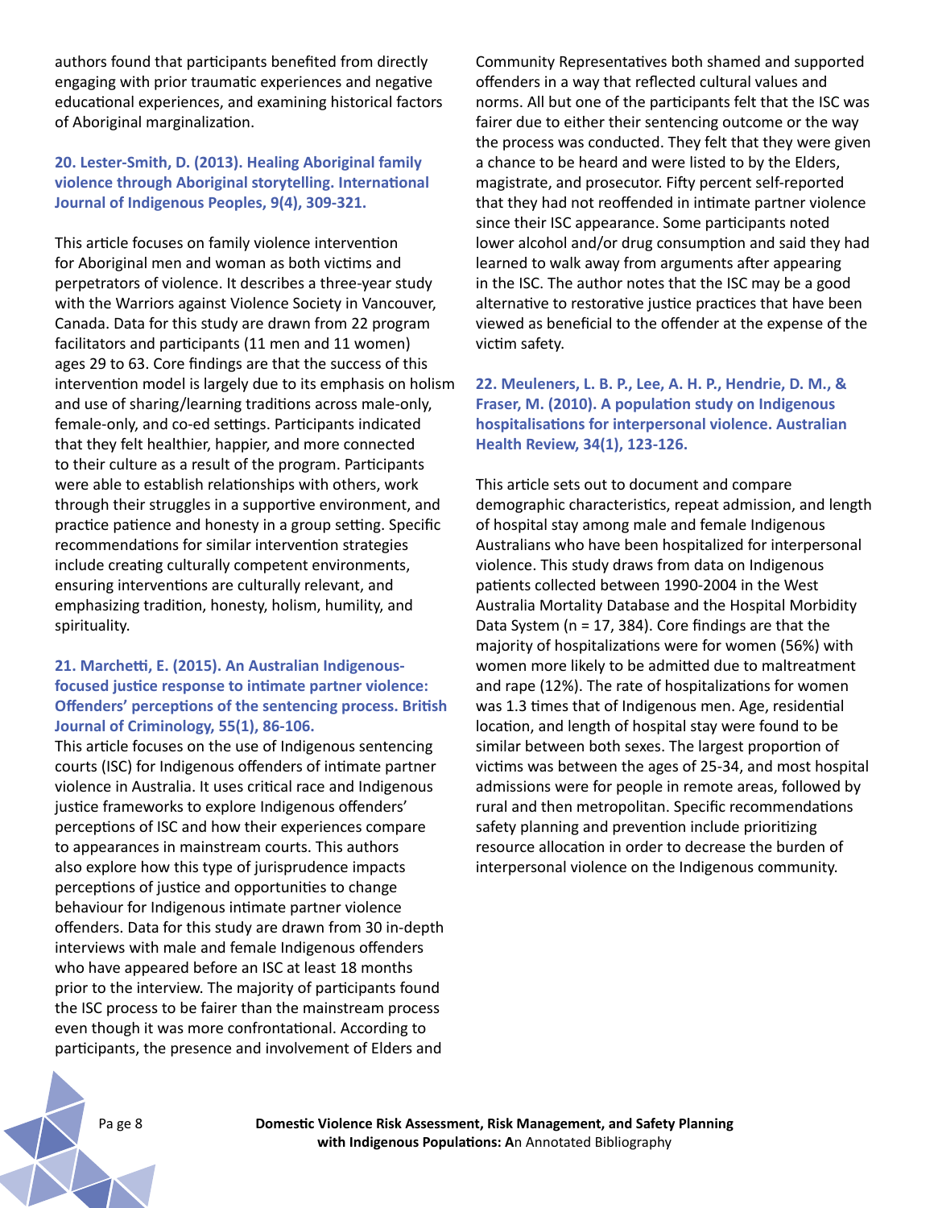authors found that participants benefited from directly engaging with prior traumatic experiences and negative educational experiences, and examining historical factors of Aboriginal marginalization.

### 20. Lester-Smith, D. (2013). Healing Aboriginal family violence through Aboriginal storytelling. International Journal of Indigenous Peoples, 9(4), 309-321.

This article focuses on family violence intervention for Aboriginal men and woman as both victims and perpetrators of violence. It describes a three-year study with the Warriors against Violence Society in Vancouver, Canada. Data for this study are drawn from 22 program facilitators and participants (11 men and 11 women) ages 29 to 63. Core findings are that the success of this intervention model is largely due to its emphasis on holism and use of sharing/learning traditions across male-only, female-only, and co-ed settings. Participants indicated that they felt healthier, happier, and more connected to their culture as a result of the program. Participants were able to establish relationships with others, work through their struggles in a supportive environment, and practice patience and honesty in a group setting. Specific recommendations for similar intervention strategies include creating culturally competent environments, ensuring interventions are culturally relevant, and emphasizing tradition, honesty, holism, humility, and spirituality.

### 21. Marchetti, E. (2015). An Australian Indigenous-focused justice response to intimate partner violence: Offenders' perceptions of the sentencing process. British Journal of Criminology, 55(1), 86-106.

This article focuses on the use of Indigenous sentencing courts (ISC) for Indigenous offenders of intimate partner violence in Australia. It uses critical race and Indigenous justice frameworks to explore Indigenous offenders' perceptions of ISC and how their experiences compare to appearances in mainstream courts. This authors also explore how this type of jurisprudence impacts perceptions of justice and opportunities to change behaviour for Indigenous intimate partner violence offenders. Data for this study are drawn from 30 in-depth interviews with male and female Indigenous offenders who have appeared before an ISC at least 18 months prior to the interview. The majority of participants found the ISC process to be fairer than the mainstream process even though it was more confrontational. According to participants, the presence and involvement of Elders and Community Representatives both shamed and supported offenders in a way that reflected cultural values and norms. All but one of the participants felt that the ISC was fairer due to either their sentencing outcome or the way the process was conducted. They felt that they were given a chance to be heard and were listed to by the Elders, magistrate, and prosecutor. Fifty percent self-reported that they had not reoffended in intimate partner violence since their ISC appearance. Some participants noted lower alcohol and/or drug consumption and said they had learned to walk away from arguments after appearing in the ISC. The author notes that the ISC may be a good alternative to restorative justice practices that have been viewed as beneficial to the offender at the expense of the victim safety.

### 22. Meuleners, L. B. P., Lee, A. H. P., Hendrie, D. M., & Fraser, M. (2010). A population study on Indigenous hospitalisations for interpersonal violence. Australian Health Review, 34(1), 123-126.

This article sets out to document and compare demographic characteristics, repeat admission, and length of hospital stay among male and female Indigenous Australians who have been hospitalized for interpersonal violence. This study draws from data on Indigenous patients collected between 1990-2004 in the West Australia Mortality Database and the Hospital Morbidity Data System (n = 17, 384). Core findings are that the majority of hospitalizations were for women (56%) with women more likely to be admitted due to maltreatment and rape (12%). The rate of hospitalizations for women was 1.3 times that of Indigenous men. Age, residential location, and length of hospital stay were found to be similar between both sexes. The largest proportion of victims was between the ages of 25-34, and most hospital admissions were for people in remote areas, followed by rural and then metropolitan. Specific recommendations safety planning and prevention include prioritizing resource allocation in order to decrease the burden of interpersonal violence on the Indigenous community.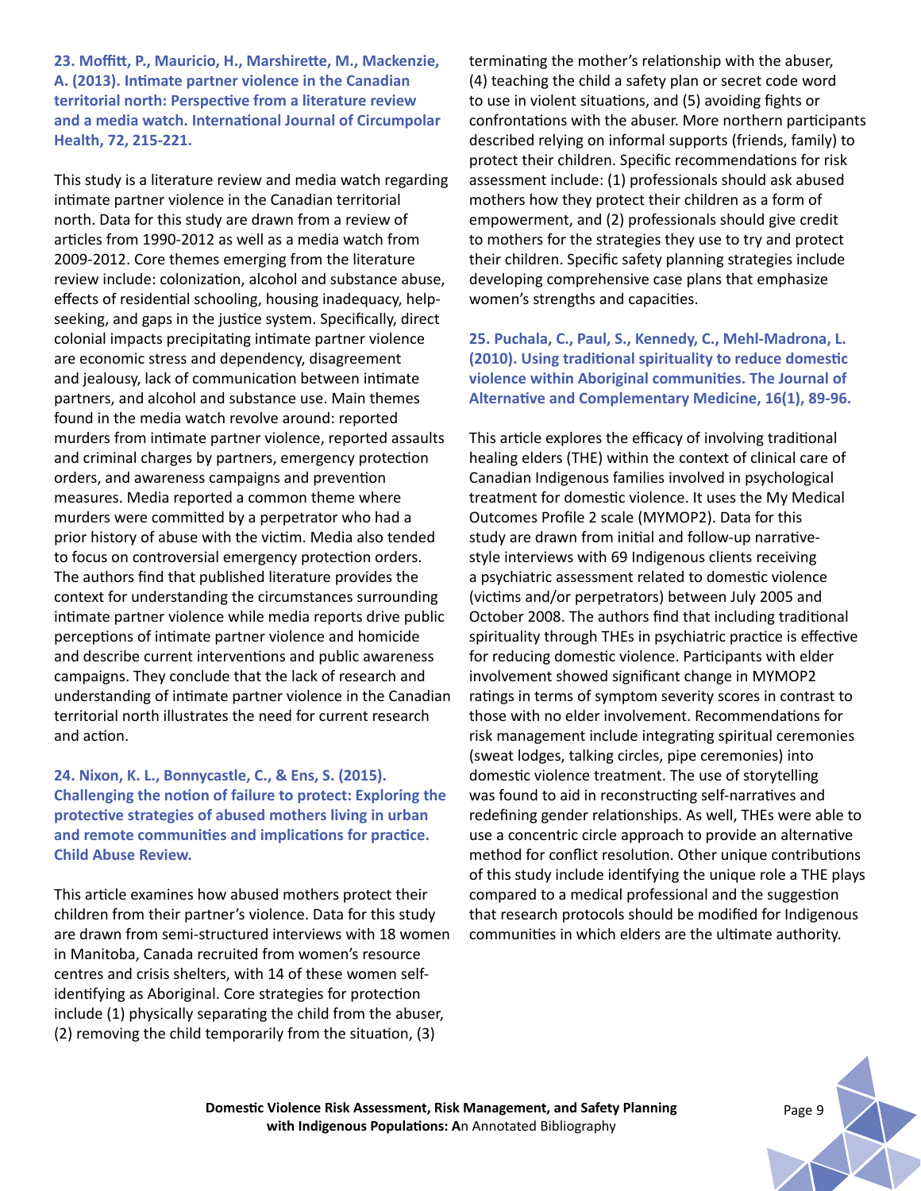**23. Moffitt, P., Mauricio, H., Marshirette, M., Mackenzie, A. (2013). Intimate partner violence in the Canadian territorial north: Perspective from a literature review and a media watch. International Journal of Circumpolar Health, 72, 215-221.**

This study is a literature review and media watch regarding intimate partner violence in the Canadian territorial north. Data for this study are drawn from a review of articles from 1990-2012 as well as a media watch from 2009-2012. Core themes emerging from the literature review include: colonization, alcohol and substance abuse, effects of residential schooling, housing inadequacy, help-seeking, and gaps in the justice system. Specifically, direct colonial impacts precipitating intimate partner violence are economic stress and dependency, disagreement and jealousy, lack of communication between intimate partners, and alcohol and substance use. Main themes found in the media watch revolve around: reported murders from intimate partner violence, reported assaults and criminal charges by partners, emergency protection orders, and awareness campaigns and prevention measures. Media reported a common theme where murders were committed by a perpetrator who had a prior history of abuse with the victim. Media also tended to focus on controversial emergency protection orders. The authors find that published literature provides the context for understanding the circumstances surrounding intimate partner violence while media reports drive public perceptions of intimate partner violence and homicide and describe current interventions and public awareness campaigns. They conclude that the lack of research and understanding of intimate partner violence in the Canadian territorial north illustrates the need for current research and action.

**24. Nixon, K. L., Bonnycastle, C., & Ens, S. (2015). Challenging the notion of failure to protect: Exploring the protective strategies of abused mothers living in urban and remote communities and implications for practice. Child Abuse Review.**

This article examines how abused mothers protect their children from their partner's violence. Data for this study are drawn from semi-structured interviews with 18 women in Manitoba, Canada recruited from women's resource centres and crisis shelters, with 14 of these women self-identifying as Aboriginal. Core strategies for protection include (1) physically separating the child from the abuser, (2) removing the child temporarily from the situation, (3) terminating the mother's relationship with the abuser, (4) teaching the child a safety plan or secret code word to use in violent situations, and (5) avoiding fights or confrontations with the abuser. More northern participants described relying on informal supports (friends, family) to protect their children. Specific recommendations for risk assessment include: (1) professionals should ask abused mothers how they protect their children as a form of empowerment, and (2) professionals should give credit to mothers for the strategies they use to try and protect their children. Specific safety planning strategies include developing comprehensive case plans that emphasize women's strengths and capacities.

**25. Puchala, C., Paul, S., Kennedy, C., Mehl-Madrona, L. (2010). Using traditional spirituality to reduce domestic violence within Aboriginal communities. The Journal of Alternative and Complementary Medicine, 16(1), 89-96.**

This article explores the efficacy of involving traditional healing elders (THE) within the context of clinical care of Canadian Indigenous families involved in psychological treatment for domestic violence. It uses the My Medical Outcomes Profile 2 scale (MYMOP2). Data for this study are drawn from initial and follow-up narrative-style interviews with 69 Indigenous clients receiving a psychiatric assessment related to domestic violence (victims and/or perpetrators) between July 2005 and October 2008. The authors find that including traditional spirituality through THEs in psychiatric practice is effective for reducing domestic violence. Participants with elder involvement showed significant change in MYMOP2 ratings in terms of symptom severity scores in contrast to those with no elder involvement. Recommendations for risk management include integrating spiritual ceremonies (sweat lodges, talking circles, pipe ceremonies) into domestic violence treatment. The use of storytelling was found to aid in reconstructing self-narratives and redefining gender relationships. As well, THEs were able to use a concentric circle approach to provide an alternative method for conflict resolution. Other unique contributions of this study include identifying the unique role a THE plays compared to a medical professional and the suggestion that research protocols should be modified for Indigenous communities in which elders are the ultimate authority.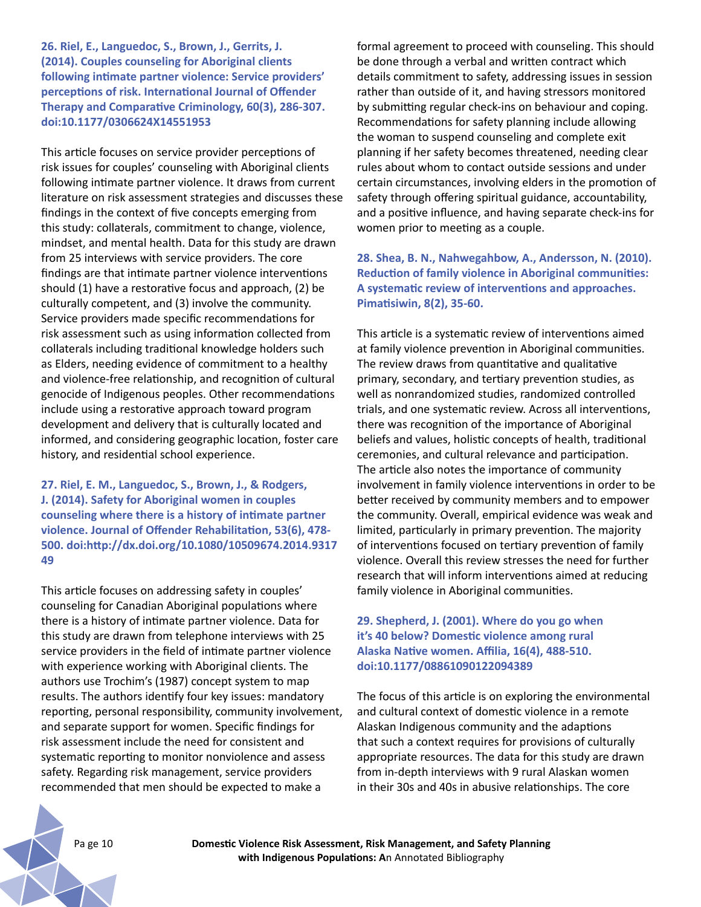**26. Riel, E., Languedoc, S., Brown, J., Gerrits, J. (2014). Couples counseling for Aboriginal clients following intimate partner violence: Service providers' perceptions of risk. International Journal of Offender Therapy and Comparative Criminology, 60(3), 286-307. doi:10.1177/0306624X14551953**

This article focuses on service provider perceptions of risk issues for couples' counseling with Aboriginal clients following intimate partner violence. It draws from current literature on risk assessment strategies and discusses these findings in the context of five concepts emerging from this study: collaterals, commitment to change, violence, mindset, and mental health. Data for this study are drawn from 25 interviews with service providers. The core findings are that intimate partner violence interventions should (1) have a restorative focus and approach, (2) be culturally competent, and (3) involve the community. Service providers made specific recommendations for risk assessment such as using information collected from collaterals including traditional knowledge holders such as Elders, needing evidence of commitment to a healthy and violence-free relationship, and recognition of cultural genocide of Indigenous peoples. Other recommendations include using a restorative approach toward program development and delivery that is culturally located and informed, and considering geographic location, foster care history, and residential school experience.

**27. Riel, E. M., Languedoc, S., Brown, J., & Rodgers, J. (2014). Safety for Aboriginal women in couples counseling where there is a history of intimate partner violence. Journal of Offender Rehabilitation, 53(6), 478-500. doi:http://dx.doi.org/10.1080/10509674.2014.931749**

This article focuses on addressing safety in couples' counseling for Canadian Aboriginal populations where there is a history of intimate partner violence. Data for this study are drawn from telephone interviews with 25 service providers in the field of intimate partner violence with experience working with Aboriginal clients. The authors use Trochim's (1987) concept system to map results. The authors identify four key issues: mandatory reporting, personal responsibility, community involvement, and separate support for women. Specific findings for risk assessment include the need for consistent and systematic reporting to monitor nonviolence and assess safety. Regarding risk management, service providers recommended that men should be expected to make a formal agreement to proceed with counseling. This should be done through a verbal and written contract which details commitment to safety, addressing issues in session rather than outside of it, and having stressors monitored by submitting regular check-ins on behaviour and coping. Recommendations for safety planning include allowing the woman to suspend counseling and complete exit planning if her safety becomes threatened, needing clear rules about whom to contact outside sessions and under certain circumstances, involving elders in the promotion of safety through offering spiritual guidance, accountability, and a positive influence, and having separate check-ins for women prior to meeting as a couple.

**28. Shea, B. N., Nahwegahbow, A., Andersson, N. (2010). Reduction of family violence in Aboriginal communities: A systematic review of interventions and approaches. Pimatisiwin, 8(2), 35-60.**

This article is a systematic review of interventions aimed at family violence prevention in Aboriginal communities. The review draws from quantitative and qualitative primary, secondary, and tertiary prevention studies, as well as nonrandomized studies, randomized controlled trials, and one systematic review. Across all interventions, there was recognition of the importance of Aboriginal beliefs and values, holistic concepts of health, traditional ceremonies, and cultural relevance and participation. The article also notes the importance of community involvement in family violence interventions in order to be better received by community members and to empower the community. Overall, empirical evidence was weak and limited, particularly in primary prevention. The majority of interventions focused on tertiary prevention of family violence. Overall this review stresses the need for further research that will inform interventions aimed at reducing family violence in Aboriginal communities.

**29. Shepherd, J. (2001). Where do you go when it's 40 below? Domestic violence among rural Alaska Native women. Affilia, 16(4), 488-510. doi:10.1177/08861090122094389**

The focus of this article is on exploring the environmental and cultural context of domestic violence in a remote Alaskan Indigenous community and the adaptions that such a context requires for provisions of culturally appropriate resources. The data for this study are drawn from in-depth interviews with 9 rural Alaskan women in their 30s and 40s in abusive relationships. The core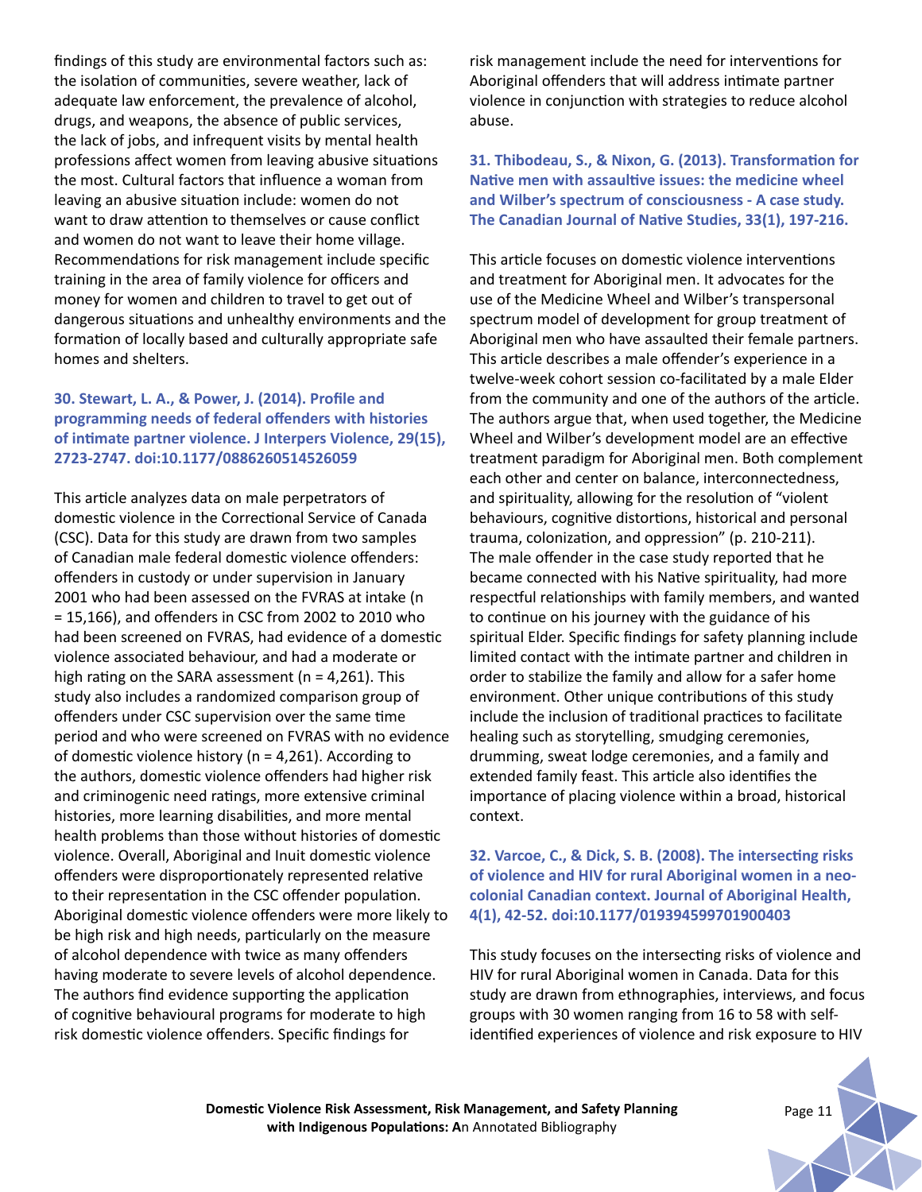findings of this study are environmental factors such as: the isolation of communities, severe weather, lack of adequate law enforcement, the prevalence of alcohol, drugs, and weapons, the absence of public services, the lack of jobs, and infrequent visits by mental health professions affect women from leaving abusive situations the most. Cultural factors that influence a woman from leaving an abusive situation include: women do not want to draw attention to themselves or cause conflict and women do not want to leave their home village. Recommendations for risk management include specific training in the area of family violence for officers and money for women and children to travel to get out of dangerous situations and unhealthy environments and the formation of locally based and culturally appropriate safe homes and shelters.

### 30. Stewart, L. A., & Power, J. (2014). Profile and programming needs of federal offenders with histories of intimate partner violence. J Interpers Violence, 29(15), 2723-2747. doi:10.1177/0886260514526059

This article analyzes data on male perpetrators of domestic violence in the Correctional Service of Canada (CSC). Data for this study are drawn from two samples of Canadian male federal domestic violence offenders: offenders in custody or under supervision in January 2001 who had been assessed on the FVRAS at intake (n = 15,166), and offenders in CSC from 2002 to 2010 who had been screened on FVRAS, had evidence of a domestic violence associated behaviour, and had a moderate or high rating on the SARA assessment (n = 4,261). This study also includes a randomized comparison group of offenders under CSC supervision over the same time period and who were screened on FVRAS with no evidence of domestic violence history (n = 4,261). According to the authors, domestic violence offenders had higher risk and criminogenic need ratings, more extensive criminal histories, more learning disabilities, and more mental health problems than those without histories of domestic violence. Overall, Aboriginal and Inuit domestic violence offenders were disproportionately represented relative to their representation in the CSC offender population. Aboriginal domestic violence offenders were more likely to be high risk and high needs, particularly on the measure of alcohol dependence with twice as many offenders having moderate to severe levels of alcohol dependence. The authors find evidence supporting the application of cognitive behavioural programs for moderate to high risk domestic violence offenders. Specific findings for risk management include the need for interventions for Aboriginal offenders that will address intimate partner violence in conjunction with strategies to reduce alcohol abuse.

### 31. Thibodeau, S., & Nixon, G. (2013). Transformation for Native men with assaultive issues: the medicine wheel and Wilber's spectrum of consciousness - A case study. The Canadian Journal of Native Studies, 33(1), 197-216.

This article focuses on domestic violence interventions and treatment for Aboriginal men. It advocates for the use of the Medicine Wheel and Wilber's transpersonal spectrum model of development for group treatment of Aboriginal men who have assaulted their female partners. This article describes a male offender's experience in a twelve-week cohort session co-facilitated by a male Elder from the community and one of the authors of the article. The authors argue that, when used together, the Medicine Wheel and Wilber's development model are an effective treatment paradigm for Aboriginal men. Both complement each other and center on balance, interconnectedness, and spirituality, allowing for the resolution of "violent behaviours, cognitive distortions, historical and personal trauma, colonization, and oppression" (p. 210-211). The male offender in the case study reported that he became connected with his Native spirituality, had more respectful relationships with family members, and wanted to continue on his journey with the guidance of his spiritual Elder. Specific findings for safety planning include limited contact with the intimate partner and children in order to stabilize the family and allow for a safer home environment. Other unique contributions of this study include the inclusion of traditional practices to facilitate healing such as storytelling, smudging ceremonies, drumming, sweat lodge ceremonies, and a family and extended family feast. This article also identifies the importance of placing violence within a broad, historical context.

### 32. Varcoe, C., & Dick, S. B. (2008). The intersecting risks of violence and HIV for rural Aboriginal women in a neo-colonial Canadian context. Journal of Aboriginal Health, 4(1), 42-52. doi:10.1177/019394599701900403

This study focuses on the intersecting risks of violence and HIV for rural Aboriginal women in Canada. Data for this study are drawn from ethnographies, interviews, and focus groups with 30 women ranging from 16 to 58 with self-identified experiences of violence and risk exposure to HIV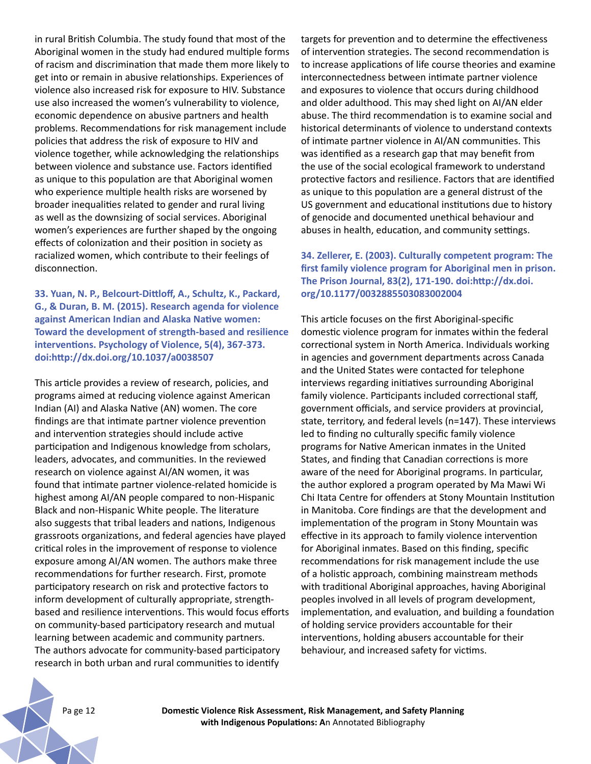in rural British Columbia. The study found that most of the Aboriginal women in the study had endured multiple forms of racism and discrimination that made them more likely to get into or remain in abusive relationships. Experiences of violence also increased risk for exposure to HIV. Substance use also increased the women's vulnerability to violence, economic dependence on abusive partners and health problems. Recommendations for risk management include policies that address the risk of exposure to HIV and violence together, while acknowledging the relationships between violence and substance use. Factors identified as unique to this population are that Aboriginal women who experience multiple health risks are worsened by broader inequalities related to gender and rural living as well as the downsizing of social services. Aboriginal women's experiences are further shaped by the ongoing effects of colonization and their position in society as racialized women, which contribute to their feelings of disconnection.

**33. Yuan, N. P., Belcourt-Dittloff, A., Schultz, K., Packard, G., & Duran, B. M. (2015). Research agenda for violence against American Indian and Alaska Native women: Toward the development of strength-based and resilience interventions. Psychology of Violence, 5(4), 367-373. doi:http://dx.doi.org/10.1037/a0038507**

This article provides a review of research, policies, and programs aimed at reducing violence against American Indian (AI) and Alaska Native (AN) women. The core findings are that intimate partner violence prevention and intervention strategies should include active participation and Indigenous knowledge from scholars, leaders, advocates, and communities. In the reviewed research on violence against AI/AN women, it was found that intimate partner violence-related homicide is highest among AI/AN people compared to non-Hispanic Black and non-Hispanic White people. The literature also suggests that tribal leaders and nations, Indigenous grassroots organizations, and federal agencies have played critical roles in the improvement of response to violence exposure among AI/AN women. The authors make three recommendations for further research. First, promote participatory research on risk and protective factors to inform development of culturally appropriate, strength-based and resilience interventions. This would focus efforts on community-based participatory research and mutual learning between academic and community partners. The authors advocate for community-based participatory research in both urban and rural communities to identify targets for prevention and to determine the effectiveness of intervention strategies. The second recommendation is to increase applications of life course theories and examine interconnectedness between intimate partner violence and exposures to violence that occurs during childhood and older adulthood. This may shed light on AI/AN elder abuse. The third recommendation is to examine social and historical determinants of violence to understand contexts of intimate partner violence in AI/AN communities. This was identified as a research gap that may benefit from the use of the social ecological framework to understand protective factors and resilience. Factors that are identified as unique to this population are a general distrust of the US government and educational institutions due to history of genocide and documented unethical behaviour and abuses in health, education, and community settings.

**34. Zellerer, E. (2003). Culturally competent program: The first family violence program for Aboriginal men in prison. The Prison Journal, 83(2), 171-190. doi:http://dx.doi.org/10.1177/0032885503083002004**

This article focuses on the first Aboriginal-specific domestic violence program for inmates within the federal correctional system in North America. Individuals working in agencies and government departments across Canada and the United States were contacted for telephone interviews regarding initiatives surrounding Aboriginal family violence. Participants included correctional staff, government officials, and service providers at provincial, state, territory, and federal levels (n=147). These interviews led to finding no culturally specific family violence programs for Native American inmates in the United States, and finding that Canadian corrections is more aware of the need for Aboriginal programs. In particular, the author explored a program operated by Ma Mawi Wi Chi Itata Centre for offenders at Stony Mountain Institution in Manitoba. Core findings are that the development and implementation of the program in Stony Mountain was effective in its approach to family violence intervention for Aboriginal inmates. Based on this finding, specific recommendations for risk management include the use of a holistic approach, combining mainstream methods with traditional Aboriginal approaches, having Aboriginal peoples involved in all levels of program development, implementation, and evaluation, and building a foundation of holding service providers accountable for their interventions, holding abusers accountable for their behaviour, and increased safety for victims.